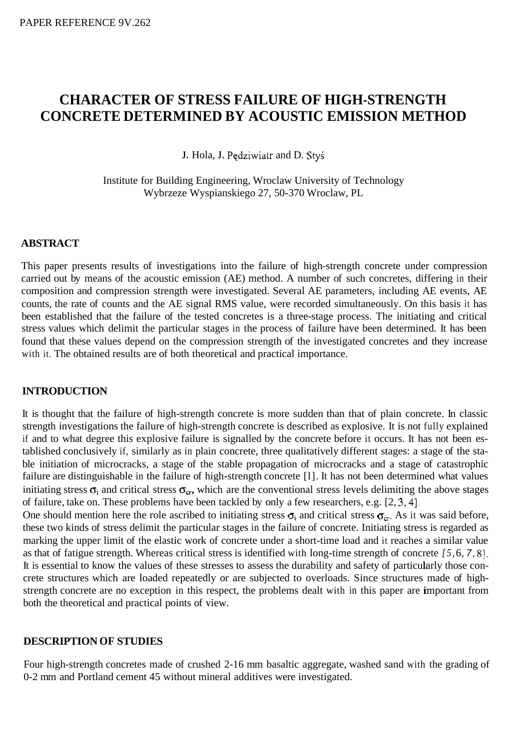PAPER REFERENCE 9V.262

# CHARACTER OF STRESS FAILURE OF HIGH-STRENGTH CONCRETE DETERMINED BY ACOUSTIC EMISSION METHOD

J. Hola, J. Pędziwiatr and D. Styś

Institute for Building Engineering, Wroclaw University of Technology
Wybrzeze Wyspianskiego 27, 50-370 Wroclaw, PL

## ABSTRACT

This paper presents results of investigations into the failure of high-strength concrete under compression carried out by means of the acoustic emission (AE) method. A number of such concretes, differing in their composition and compression strength were investigated. Several AE parameters, including AE events, AE counts, the rate of counts and the AE signal RMS value, were recorded simultaneously. On this basis it has been established that the failure of the tested concretes is a three-stage process. The initiating and critical stress values which delimit the particular stages in the process of failure have been determined. It has been found that these values depend on the compression strength of the investigated concretes and they increase with it. The obtained results are of both theoretical and practical importance.

## INTRODUCTION

It is thought that the failure of high-strength concrete is more sudden than that of plain concrete. In classic strength investigations the failure of high-strength concrete is described as explosive. It is not fully explained if and to what degree this explosive failure is signalled by the concrete before it occurs. It has not been established conclusively if, similarly as in plain concrete, three qualitatively different stages: a stage of the stable initiation of microcracks, a stage of the stable propagation of microcracks and a stage of catastrophic failure are distinguishable in the failure of high-strength concrete [1]. It has not been determined what values initiating stress $\sigma_i$ and critical stress $\sigma_{cr}$, which are the conventional stress levels delimiting the above stages of failure, take on. These problems have been tackled by only a few researchers, e.g. [2, 3, 4].

One should mention here the role ascribed to initiating stress $\sigma_i$ and critical stress $\sigma_{cr}$. As it was said before, these two kinds of stress delimit the particular stages in the failure of concrete. Initiating stress is regarded as marking the upper limit of the elastic work of concrete under a short-time load and it reaches a similar value as that of fatigue strength. Whereas critical stress is identified with long-time strength of concrete [5, 6, 7, 8]. It is essential to know the values of these stresses to assess the durability and safety of particularly those concrete structures which are loaded repeatedly or are subjected to overloads. Since structures made of high-strength concrete are no exception in this respect, the problems dealt with in this paper are important from both the theoretical and practical points of view.

## DESCRIPTION OF STUDIES

Four high-strength concretes made of crushed 2-16 mm basaltic aggregate, washed sand with the grading of 0-2 mm and Portland cement 45 without mineral additives were investigated.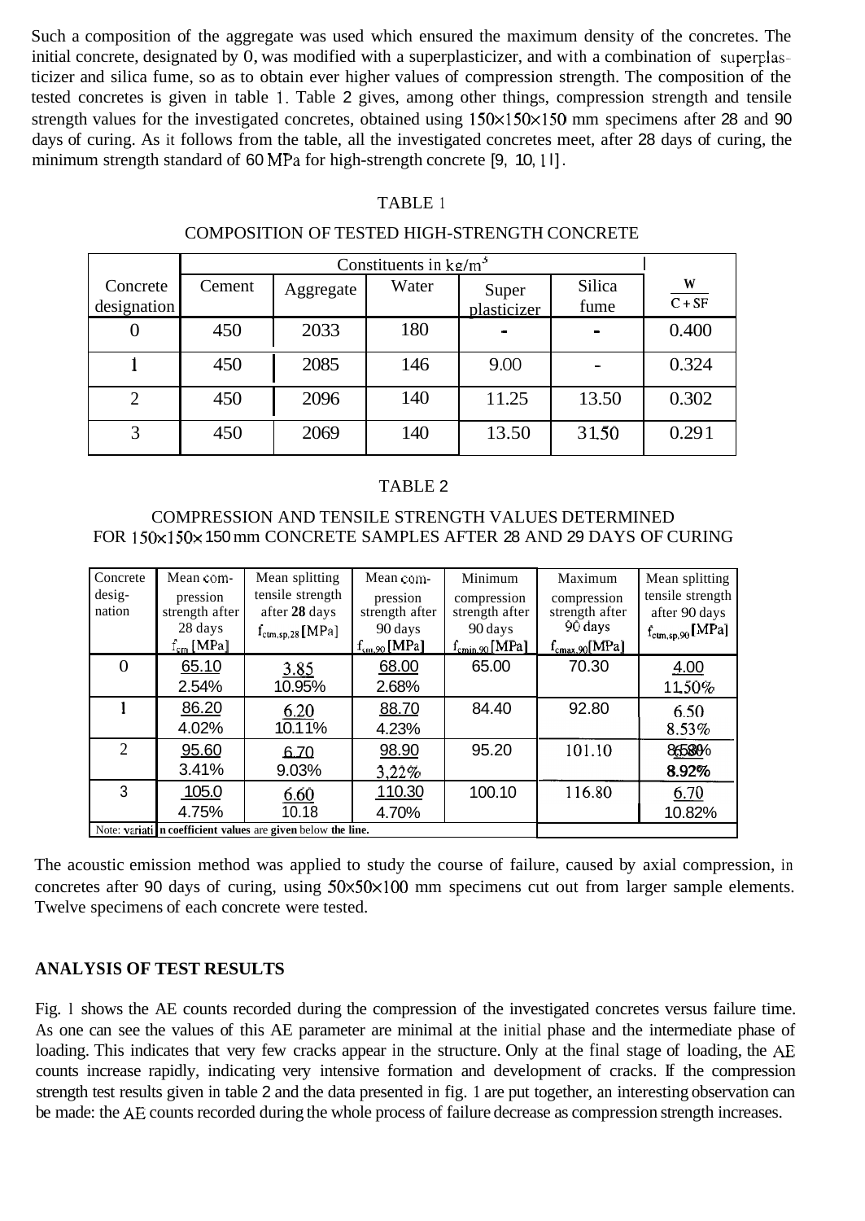Such a composition of the aggregate was used which ensured the maximum density of the concretes. The initial concrete, designated by 0, was modified with a superplasticizer, and with a combination of superplasticizer and silica fume, so as to obtain ever higher values of compression strength. The composition of the tested concretes is given in table 1. Table 2 gives, among other things, compression strength and tensile strength values for the investigated concretes, obtained using 150×150×150 mm specimens after 28 and 90 days of curing. As it follows from the table, all the investigated concretes meet, after 28 days of curing, the minimum strength standard of 60 MPa for high-strength concrete [9, 10, 11].

TABLE 1

COMPOSITION OF TESTED HIGH-STRENGTH CONCRETE

| Concrete designation | Constituents in kg/m$^3$ | | | | | $\frac{W}{C+SF}$ |
|---|---|---|---|---|---|---|
| | Cement | Aggregate | Water | Super plasticizer | Silica fume | |
| 0 | 450 | 2033 | 180 | - | - | 0.400 |
| 1 | 450 | 2085 | 146 | 9.00 | - | 0.324 |
| 2 | 450 | 2096 | 140 | 11.25 | 13.50 | 0.302 |
| 3 | 450 | 2069 | 140 | 13.50 | 31.50 | 0.291 |

TABLE 2

COMPRESSION AND TENSILE STRENGTH VALUES DETERMINED FOR 150×150×150 mm CONCRETE SAMPLES AFTER 28 AND 29 DAYS OF CURING

| Concrete designation | Mean compression strength after 28 days $f_{cm}$ [MPa] | Mean splitting tensile strength after **28** days $f_{ctm,sp,28}$ [MPa] | Mean compression strength after 90 days $f_{cm,90}$ [MPa] | Minimum compression strength after 90 days $f_{cmin,90}$ [MPa] | Maximum compression strength after 90 days $f_{cmax,90}$ [MPa] | Mean splitting tensile strength after 90 days $f_{ctm,sp,90}$ [MPa] |
|---|---|---|---|---|---|---|
| 0 | 65.10<br>2.54% | 3.85<br>10.95% | 68.00<br>2.68% | 65.00 | 70.30 | 4.00<br>11.50% |
| 1 | 86.20<br>4.02% | 6.20<br>10.11% | 88.70<br>4.23% | 84.40 | 92.80 | 6.50<br>8.53% |
| 2 | 95.60<br>3.41% | 6.70<br>9.03% | 98.90<br>3.22% | 95.20 | 101.10 | 6.80<br>8.92% |
| 3 | 105.0<br>4.75% | 6.60<br>10.18 | 110.30<br>4.70% | 100.10 | 116.80 | 6.70<br>10.82% |

Note: variation coefficient values are given below the line.

The acoustic emission method was applied to study the course of failure, caused by axial compression, in concretes after 90 days of curing, using 50×50×100 mm specimens cut out from larger sample elements. Twelve specimens of each concrete were tested.

## ANALYSIS OF TEST RESULTS

Fig. 1 shows the AE counts recorded during the compression of the investigated concretes versus failure time. As one can see the values of this AE parameter are minimal at the initial phase and the intermediate phase of loading. This indicates that very few cracks appear in the structure. Only at the final stage of loading, the AE counts increase rapidly, indicating very intensive formation and development of cracks. If the compression strength test results given in table 2 and the data presented in fig. 1 are put together, an interesting observation can be made: the AE counts recorded during the whole process of failure decrease as compression strength increases.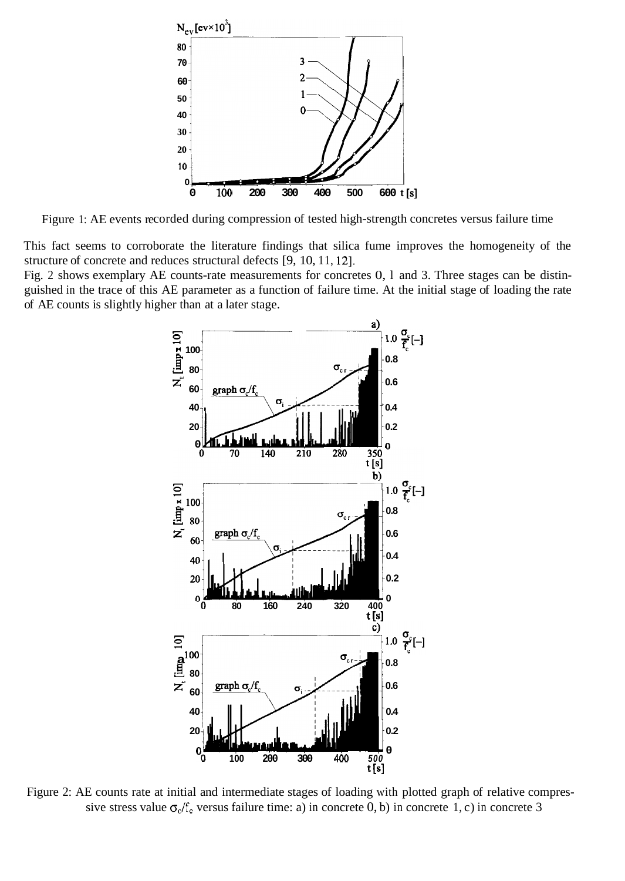Figure 1: AE events recorded during compression of tested high-strength concretes versus failure time

This fact seems to corroborate the literature findings that silica fume improves the homogeneity of the structure of concrete and reduces structural defects [9, 10, 11, 12].

Fig. 2 shows exemplary AE counts-rate measurements for concretes 0, 1 and 3. Three stages can be distinguished in the trace of this AE parameter as a function of failure time. At the initial stage of loading the rate of AE counts is slightly higher than at a later stage.

Figure 2: AE counts rate at initial and intermediate stages of loading with plotted graph of relative compressive stress value $\sigma_c/f_c$ versus failure time: a) in concrete 0, b) in concrete 1, c) in concrete 3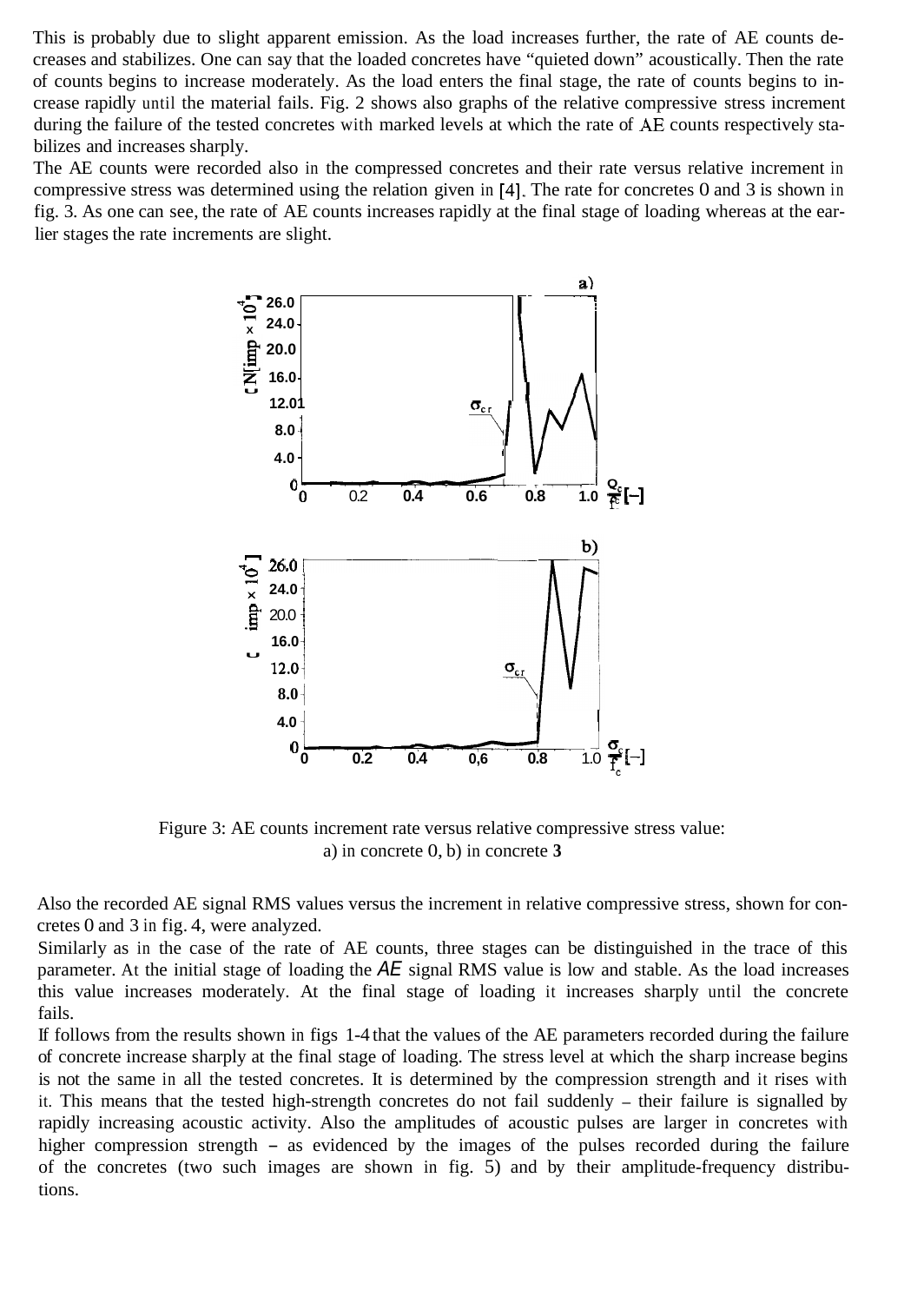This is probably due to slight apparent emission. As the load increases further, the rate of AE counts decreases and stabilizes. One can say that the loaded concretes have "quieted down" acoustically. Then the rate of counts begins to increase moderately. As the load enters the final stage, the rate of counts begins to increase rapidly until the material fails. Fig. 2 shows also graphs of the relative compressive stress increment during the failure of the tested concretes with marked levels at which the rate of AE counts respectively stabilizes and increases sharply.

The AE counts were recorded also in the compressed concretes and their rate versus relative increment in compressive stress was determined using the relation given in [4]. The rate for concretes 0 and 3 is shown in fig. 3. As one can see, the rate of AE counts increases rapidly at the final stage of loading whereas at the earlier stages the rate increments are slight.

Figure 3: AE counts increment rate versus relative compressive stress value: a) in concrete 0, b) in concrete **3**

Also the recorded AE signal RMS values versus the increment in relative compressive stress, shown for concretes 0 and 3 in fig. 4, were analyzed.

Similarly as in the case of the rate of AE counts, three stages can be distinguished in the trace of this parameter. At the initial stage of loading the *AE* signal RMS value is low and stable. As the load increases this value increases moderately. At the final stage of loading it increases sharply until the concrete fails.

If follows from the results shown in figs 1-4 that the values of the AE parameters recorded during the failure of concrete increase sharply at the final stage of loading. The stress level at which the sharp increase begins is not the same in all the tested concretes. It is determined by the compression strength and it rises with it. This means that the tested high-strength concretes do not fail suddenly – their failure is signalled by rapidly increasing acoustic activity. Also the amplitudes of acoustic pulses are larger in concretes with higher compression strength – as evidenced by the images of the pulses recorded during the failure of the concretes (two such images are shown in fig. 5) and by their amplitude-frequency distributions.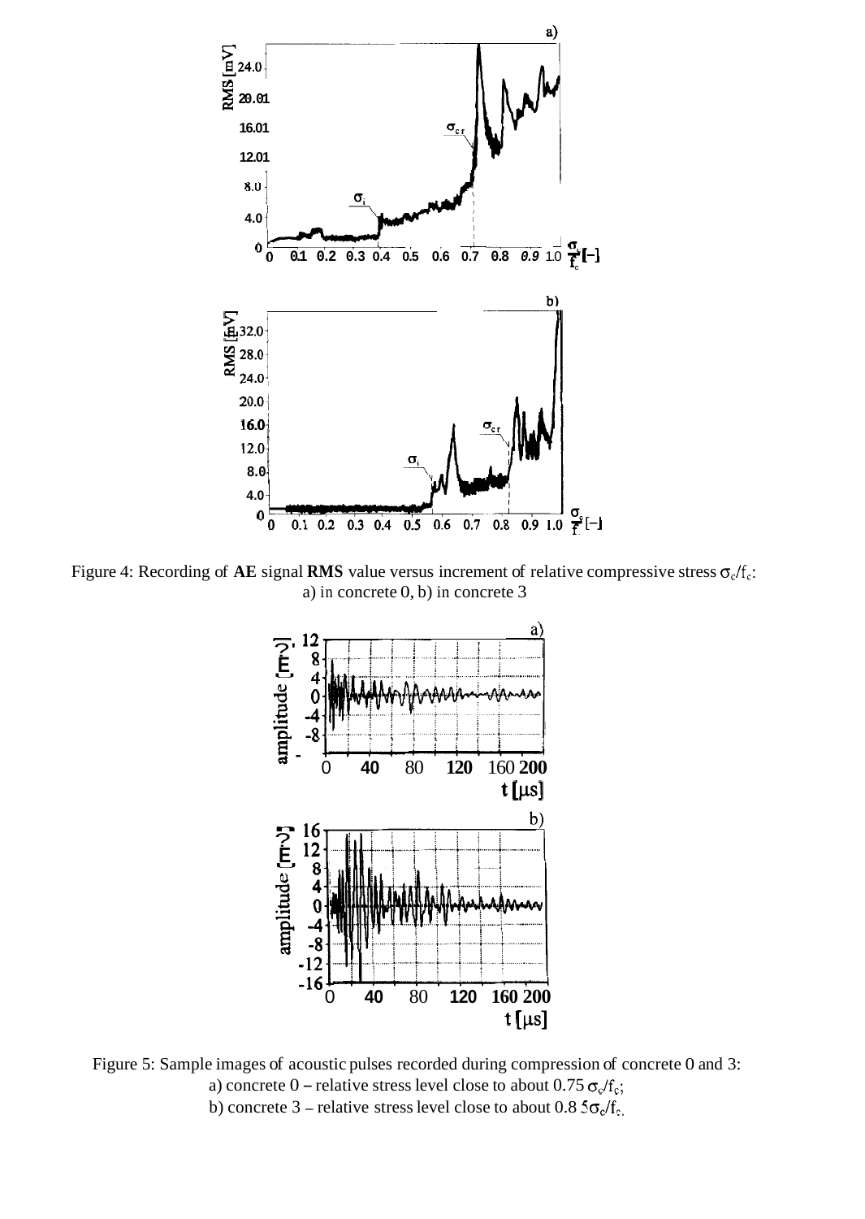Figure 4: Recording of **AE** signal **RMS** value versus increment of relative compressive stress $\sigma_c/f_c$: a) in concrete 0, b) in concrete 3

Figure 5: Sample images of acoustic pulses recorded during compression of concrete 0 and 3:
a) concrete 0 – relative stress level close to about 0.75 $\sigma_c/f_c$;
b) concrete 3 – relative stress level close to about 0.85 $\sigma_c/f_c$.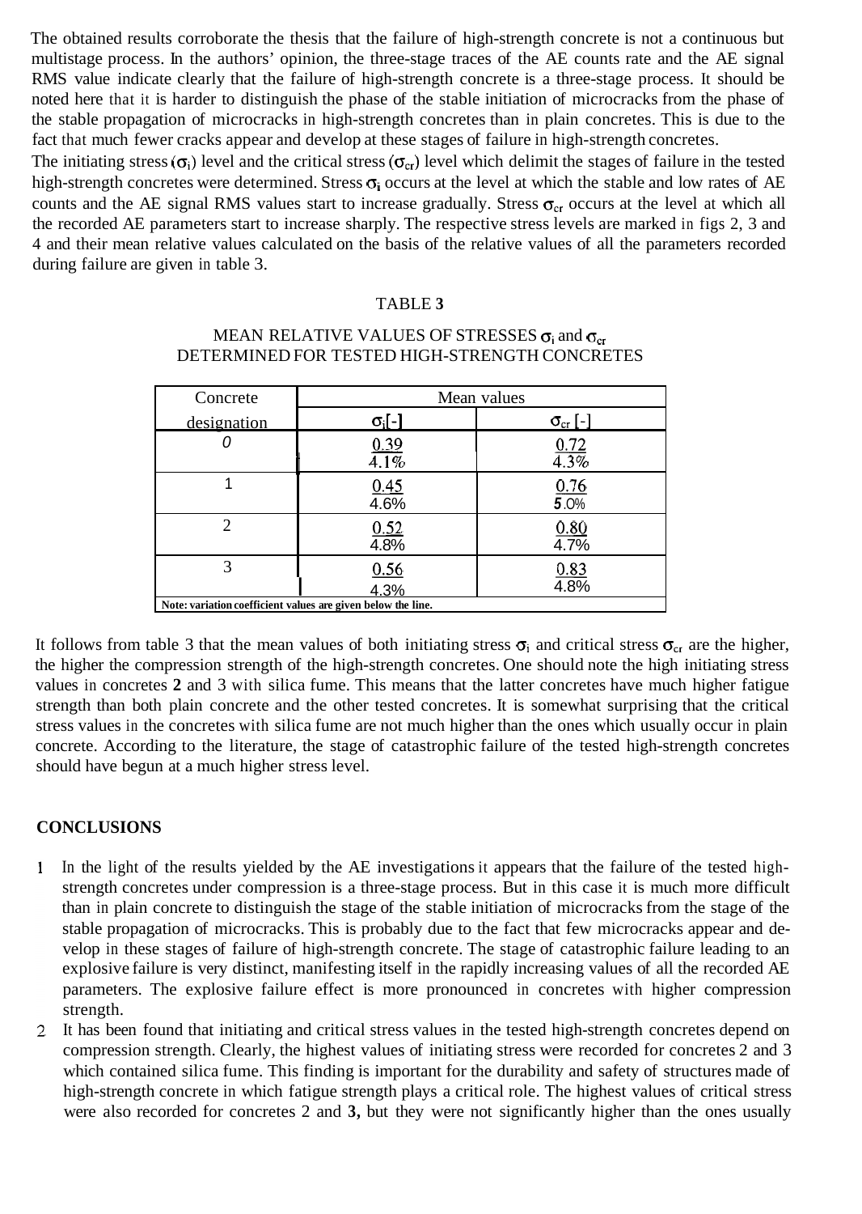The obtained results corroborate the thesis that the failure of high-strength concrete is not a continuous but multistage process. In the authors' opinion, the three-stage traces of the AE counts rate and the AE signal RMS value indicate clearly that the failure of high-strength concrete is a three-stage process. It should be noted here that it is harder to distinguish the phase of the stable initiation of microcracks from the phase of the stable propagation of microcracks in high-strength concretes than in plain concretes. This is due to the fact that much fewer cracks appear and develop at these stages of failure in high-strength concretes.

The initiating stress ($\sigma_i$) level and the critical stress ($\sigma_{cr}$) level which delimit the stages of failure in the tested high-strength concretes were determined. Stress $\sigma_i$ occurs at the level at which the stable and low rates of AE counts and the AE signal RMS values start to increase gradually. Stress $\sigma_{cr}$ occurs at the level at which all the recorded AE parameters start to increase sharply. The respective stress levels are marked in figs 2, 3 and 4 and their mean relative values calculated on the basis of the relative values of all the parameters recorded during failure are given in table 3.

TABLE **3**

MEAN RELATIVE VALUES OF STRESSES $\sigma_i$ and $\sigma_{cr}$ DETERMINED FOR TESTED HIGH-STRENGTH CONCRETES

| Concrete designation | Mean values | |
|---|---|---|
| | $\sigma_i$[-] | $\sigma_{cr}$ [-] |
| 0 | 0.39 / 4.1% | 0.72 / 4.3% |
| 1 | 0.45 / 4.6% | 0.76 / 5.0% |
| 2 | 0.52 / 4.8% | 0.80 / 4.7% |
| 3 | 0.56 / 4.3% | 0.83 / 4.8% |

**Note: variation coefficient values are given below the line.**

It follows from table 3 that the mean values of both initiating stress $\sigma_i$ and critical stress $\sigma_{cr}$ are the higher, the higher the compression strength of the high-strength concretes. One should note the high initiating stress values in concretes **2** and 3 with silica fume. This means that the latter concretes have much higher fatigue strength than both plain concrete and the other tested concretes. It is somewhat surprising that the critical stress values in the concretes with silica fume are not much higher than the ones which usually occur in plain concrete. According to the literature, the stage of catastrophic failure of the tested high-strength concretes should have begun at a much higher stress level.

## CONCLUSIONS

1. In the light of the results yielded by the AE investigations it appears that the failure of the tested high-strength concretes under compression is a three-stage process. But in this case it is much more difficult than in plain concrete to distinguish the stage of the stable initiation of microcracks from the stage of the stable propagation of microcracks. This is probably due to the fact that few microcracks appear and develop in these stages of failure of high-strength concrete. The stage of catastrophic failure leading to an explosive failure is very distinct, manifesting itself in the rapidly increasing values of all the recorded AE parameters. The explosive failure effect is more pronounced in concretes with higher compression strength.
2. It has been found that initiating and critical stress values in the tested high-strength concretes depend on compression strength. Clearly, the highest values of initiating stress were recorded for concretes 2 and 3 which contained silica fume. This finding is important for the durability and safety of structures made of high-strength concrete in which fatigue strength plays a critical role. The highest values of critical stress were also recorded for concretes 2 and **3,** but they were not significantly higher than the ones usually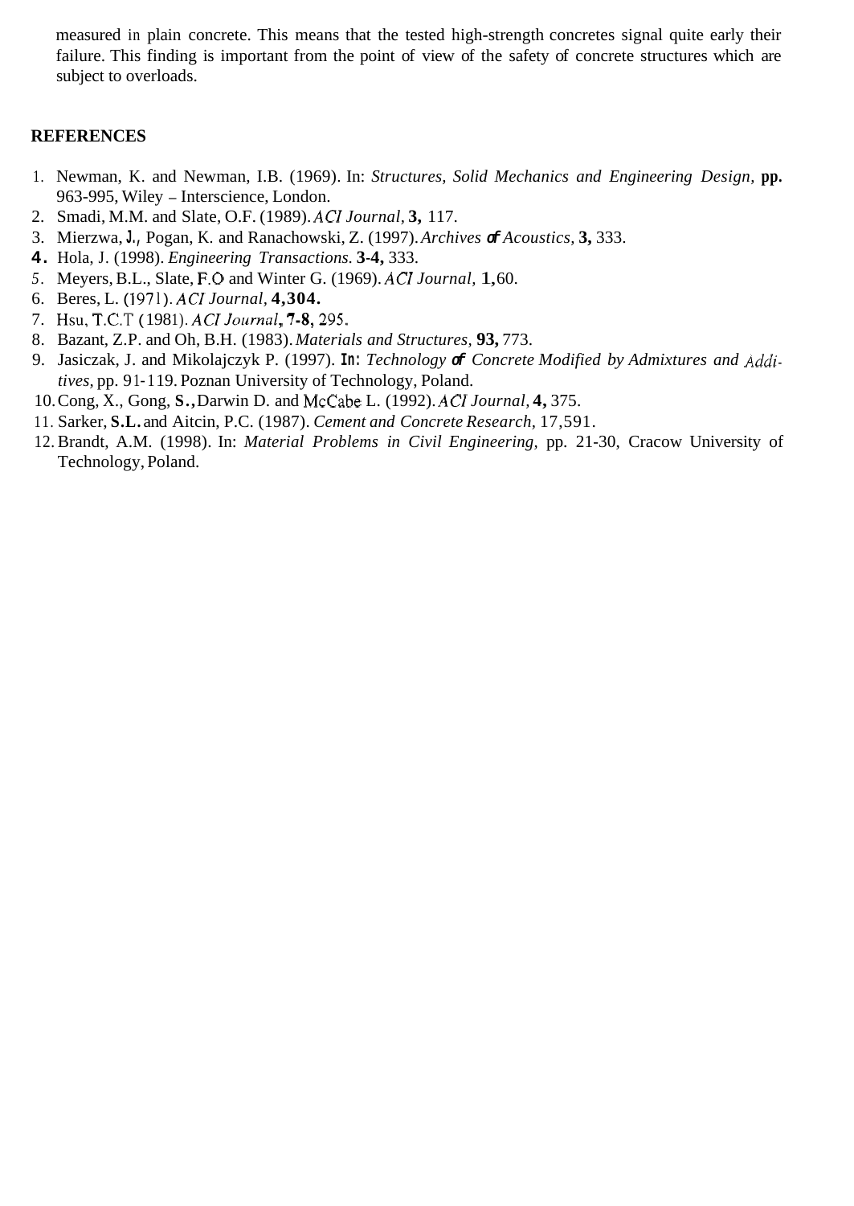measured in plain concrete. This means that the tested high-strength concretes signal quite early their failure. This finding is important from the point of view of the safety of concrete structures which are subject to overloads.

## REFERENCES

1. Newman, K. and Newman, I.B. (1969). In: *Structures, Solid Mechanics and Engineering Design*, **pp.** 963-995, Wiley – Interscience, London.
2. Smadi, M.M. and Slate, O.F. (1989). *ACI Journal*, **3,** 117.
3. Mierzwa, J., Pogan, K. and Ranachowski, Z. (1997). *Archives of Acoustics*, **3,** 333.
4. Hola, J. (1998). *Engineering Transactions*. **3-4,** 333.
5. Meyers, B.L., Slate, F.O and Winter G. (1969). *ACI Journal*, **1,** 60.
6. Beres, L. (1971). *ACI Journal*, **4,** 304.
7. Hsu, T.C.T (1981). *ACI Journal*, **7-8,** 295.
8. Bazant, Z.P. and Oh, B.H. (1983). *Materials and Structures*, **93,** 773.
9. Jasiczak, J. and Mikolajczyk P. (1997). In: *Technology of Concrete Modified by Admixtures and Additives*, pp. 91-119. Poznan University of Technology, Poland.
10. Cong, X., Gong, **S.,** Darwin D. and McCabe L. (1992). *ACI Journal*, **4,** 375.
11. Sarker, **S.L.** and Aitcin, P.C. (1987). *Cement and Concrete Research*, 17, 591.
12. Brandt, A.M. (1998). In: *Material Problems in Civil Engineering*, pp. 21-30, Cracow University of Technology, Poland.